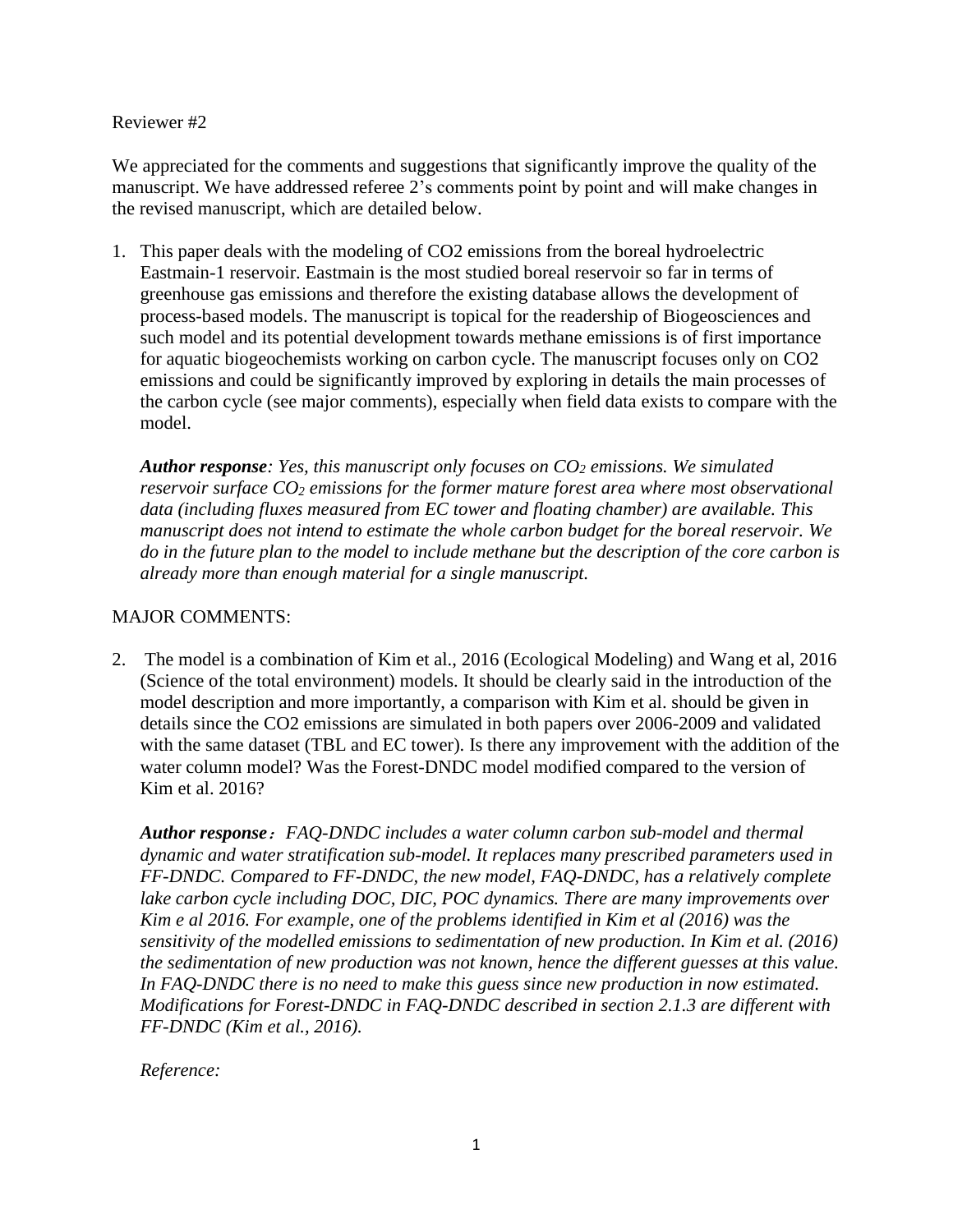Reviewer #2

We appreciated for the comments and suggestions that significantly improve the quality of the manuscript. We have addressed referee 2's comments point by point and will make changes in the revised manuscript, which are detailed below.

1. This paper deals with the modeling of CO2 emissions from the boreal hydroelectric Eastmain-1 reservoir. Eastmain is the most studied boreal reservoir so far in terms of greenhouse gas emissions and therefore the existing database allows the development of process-based models. The manuscript is topical for the readership of Biogeosciences and such model and its potential development towards methane emissions is of first importance for aquatic biogeochemists working on carbon cycle. The manuscript focuses only on CO2 emissions and could be significantly improved by exploring in details the main processes of the carbon cycle (see major comments), especially when field data exists to compare with the model.

   ***Author response**: Yes, this manuscript only focuses on $CO_2$ emissions. We simulated reservoir surface $CO_2$ emissions for the former mature forest area where most observational data (including fluxes measured from EC tower and floating chamber) are available. This manuscript does not intend to estimate the whole carbon budget for the boreal reservoir. We do in the future plan to the model to include methane but the description of the core carbon is already more than enough material for a single manuscript.*

MAJOR COMMENTS:

2. The model is a combination of Kim et al., 2016 (Ecological Modeling) and Wang et al, 2016 (Science of the total environment) models. It should be clearly said in the introduction of the model description and more importantly, a comparison with Kim et al. should be given in details since the CO2 emissions are simulated in both papers over 2006-2009 and validated with the same dataset (TBL and EC tower). Is there any improvement with the addition of the water column model? Was the Forest-DNDC model modified compared to the version of Kim et al. 2016?

   ***Author response**：FAQ-DNDC includes a water column carbon sub-model and thermal dynamic and water stratification sub-model. It replaces many prescribed parameters used in FF-DNDC. Compared to FF-DNDC, the new model, FAQ-DNDC, has a relatively complete lake carbon cycle including DOC, DIC, POC dynamics. There are many improvements over Kim e al 2016. For example, one of the problems identified in Kim et al (2016) was the sensitivity of the modelled emissions to sedimentation of new production. In Kim et al. (2016) the sedimentation of new production was not known, hence the different guesses at this value. In FAQ-DNDC there is no need to make this guess since new production in now estimated. Modifications for Forest-DNDC in FAQ-DNDC described in section 2.1.3 are different with FF-DNDC (Kim et al., 2016).*

   *Reference:*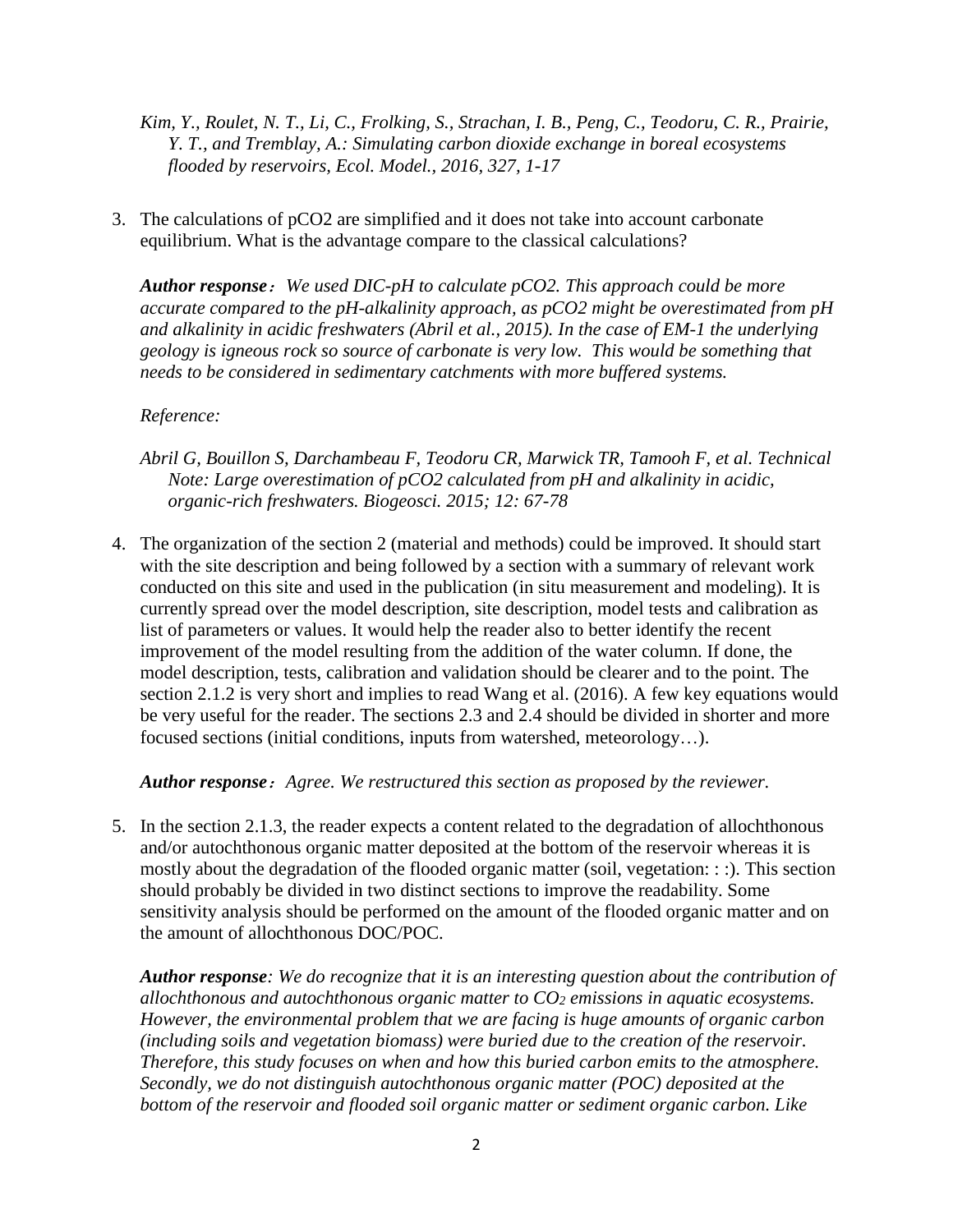*Kim, Y., Roulet, N. T., Li, C., Frolking, S., Strachan, I. B., Peng, C., Teodoru, C. R., Prairie, Y. T., and Tremblay, A.: Simulating carbon dioxide exchange in boreal ecosystems flooded by reservoirs, Ecol. Model., 2016, 327, 1-17*

3. The calculations of pCO2 are simplified and it does not take into account carbonate equilibrium. What is the advantage compare to the classical calculations?

   ***Author response***：*We used DIC-pH to calculate pCO2. This approach could be more accurate compared to the pH-alkalinity approach, as pCO2 might be overestimated from pH and alkalinity in acidic freshwaters (Abril et al., 2015). In the case of EM-1 the underlying geology is igneous rock so source of carbonate is very low. This would be something that needs to be considered in sedimentary catchments with more buffered systems.*

   *Reference:*

   *Abril G, Bouillon S, Darchambeau F, Teodoru CR, Marwick TR, Tamooh F, et al. Technical Note: Large overestimation of pCO2 calculated from pH and alkalinity in acidic, organic-rich freshwaters. Biogeosci. 2015; 12: 67-78*

4. The organization of the section 2 (material and methods) could be improved. It should start with the site description and being followed by a section with a summary of relevant work conducted on this site and used in the publication (in situ measurement and modeling). It is currently spread over the model description, site description, model tests and calibration as list of parameters or values. It would help the reader also to better identify the recent improvement of the model resulting from the addition of the water column. If done, the model description, tests, calibration and validation should be clearer and to the point. The section 2.1.2 is very short and implies to read Wang et al. (2016). A few key equations would be very useful for the reader. The sections 2.3 and 2.4 should be divided in shorter and more focused sections (initial conditions, inputs from watershed, meteorology…).

   ***Author response***：*Agree. We restructured this section as proposed by the reviewer.*

5. In the section 2.1.3, the reader expects a content related to the degradation of allochthonous and/or autochthonous organic matter deposited at the bottom of the reservoir whereas it is mostly about the degradation of the flooded organic matter (soil, vegetation: : :). This section should probably be divided in two distinct sections to improve the readability. Some sensitivity analysis should be performed on the amount of the flooded organic matter and on the amount of allochthonous DOC/POC.

   ***Author response****: We do recognize that it is an interesting question about the contribution of allochthonous and autochthonous organic matter to $CO_2$ emissions in aquatic ecosystems. However, the environmental problem that we are facing is huge amounts of organic carbon (including soils and vegetation biomass) were buried due to the creation of the reservoir. Therefore, this study focuses on when and how this buried carbon emits to the atmosphere. Secondly, we do not distinguish autochthonous organic matter (POC) deposited at the bottom of the reservoir and flooded soil organic matter or sediment organic carbon. Like*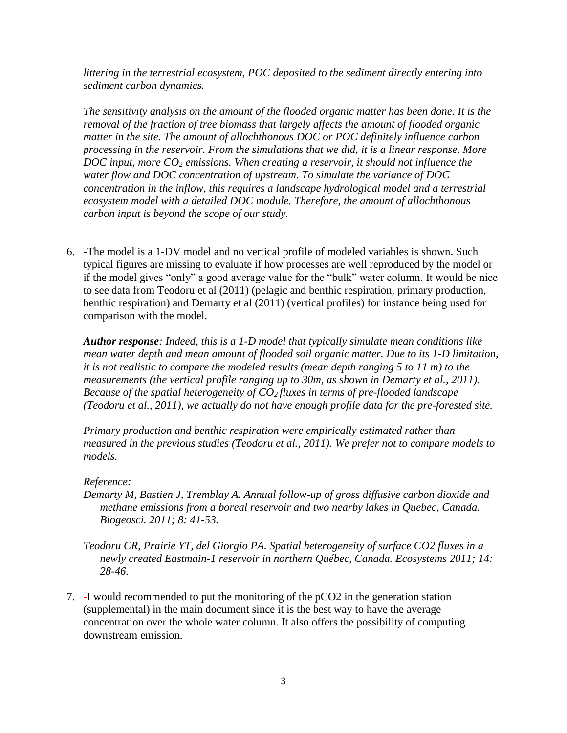*littering in the terrestrial ecosystem, POC deposited to the sediment directly entering into sediment carbon dynamics.*

*The sensitivity analysis on the amount of the flooded organic matter has been done. It is the removal of the fraction of tree biomass that largely affects the amount of flooded organic matter in the site. The amount of allochthonous DOC or POC definitely influence carbon processing in the reservoir. From the simulations that we did, it is a linear response. More DOC input, more $CO_2$ emissions. When creating a reservoir, it should not influence the water flow and DOC concentration of upstream. To simulate the variance of DOC concentration in the inflow, this requires a landscape hydrological model and a terrestrial ecosystem model with a detailed DOC module. Therefore, the amount of allochthonous carbon input is beyond the scope of our study.*

6. -The model is a 1-DV model and no vertical profile of modeled variables is shown. Such typical figures are missing to evaluate if how processes are well reproduced by the model or if the model gives "only" a good average value for the "bulk" water column. It would be nice to see data from Teodoru et al (2011) (pelagic and benthic respiration, primary production, benthic respiration) and Demarty et al (2011) (vertical profiles) for instance being used for comparison with the model.

   ***Author response**: Indeed, this is a 1-D model that typically simulate mean conditions like mean water depth and mean amount of flooded soil organic matter. Due to its 1-D limitation, it is not realistic to compare the modeled results (mean depth ranging 5 to 11 m) to the measurements (the vertical profile ranging up to 30m, as shown in Demarty et al., 2011). Because of the spatial heterogeneity of $CO_2$ fluxes in terms of pre-flooded landscape (Teodoru et al., 2011), we actually do not have enough profile data for the pre-forested site.*

   *Primary production and benthic respiration were empirically estimated rather than measured in the previous studies (Teodoru et al., 2011). We prefer not to compare models to models.*

   *Reference:*

   *Demarty M, Bastien J, Tremblay A. Annual follow-up of gross diffusive carbon dioxide and methane emissions from a boreal reservoir and two nearby lakes in Quebec, Canada. Biogeosci. 2011; 8: 41-53.*

   *Teodoru CR, Prairie YT, del Giorgio PA. Spatial heterogeneity of surface CO2 fluxes in a newly created Eastmain-1 reservoir in northern Québec, Canada. Ecosystems 2011; 14: 28-46.*

7. -I would recommended to put the monitoring of the pCO2 in the generation station (supplemental) in the main document since it is the best way to have the average concentration over the whole water column. It also offers the possibility of computing downstream emission.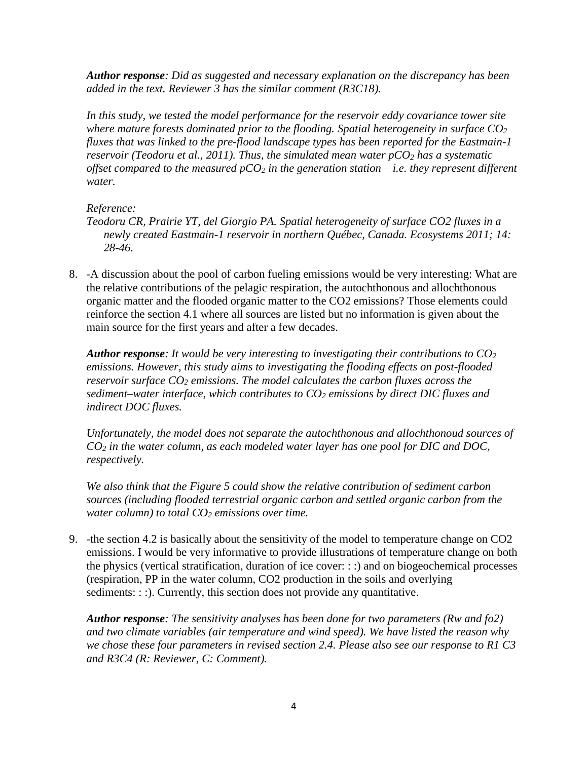***Author response**: Did as suggested and necessary explanation on the discrepancy has been added in the text. Reviewer 3 has the similar comment (R3C18).*

*In this study, we tested the model performance for the reservoir eddy covariance tower site where mature forests dominated prior to the flooding. Spatial heterogeneity in surface $CO_2$ fluxes that was linked to the pre-flood landscape types has been reported for the Eastmain-1 reservoir (Teodoru et al., 2011). Thus, the simulated mean water $pCO_2$ has a systematic offset compared to the measured $pCO_2$ in the generation station – i.e. they represent different water.*

*Reference:*

*Teodoru CR, Prairie YT, del Giorgio PA. Spatial heterogeneity of surface CO2 fluxes in a newly created Eastmain-1 reservoir in northern Québec, Canada. Ecosystems 2011; 14: 28-46.*

8. -A discussion about the pool of carbon fueling emissions would be very interesting: What are the relative contributions of the pelagic respiration, the autochthonous and allochthonous organic matter and the flooded organic matter to the CO2 emissions? Those elements could reinforce the section 4.1 where all sources are listed but no information is given about the main source for the first years and after a few decades.

   ***Author response**: It would be very interesting to investigating their contributions to $CO_2$ emissions. However, this study aims to investigating the flooding effects on post-flooded reservoir surface $CO_2$ emissions. The model calculates the carbon fluxes across the sediment–water interface, which contributes to $CO_2$ emissions by direct DIC fluxes and indirect DOC fluxes.*

   *Unfortunately, the model does not separate the autochthonous and allochthonoud sources of $CO_2$ in the water column, as each modeled water layer has one pool for DIC and DOC, respectively.*

   *We also think that the Figure 5 could show the relative contribution of sediment carbon sources (including flooded terrestrial organic carbon and settled organic carbon from the water column) to total $CO_2$ emissions over time.*

9. -the section 4.2 is basically about the sensitivity of the model to temperature change on CO2 emissions. I would be very informative to provide illustrations of temperature change on both the physics (vertical stratification, duration of ice cover: : :) and on biogeochemical processes (respiration, PP in the water column, CO2 production in the soils and overlying sediments: : :). Currently, this section does not provide any quantitative.

   ***Author response**: The sensitivity analyses has been done for two parameters (Rw and fo2) and two climate variables (air temperature and wind speed). We have listed the reason why we chose these four parameters in revised section 2.4. Please also see our response to R1 C3 and R3C4 (R: Reviewer, C: Comment).*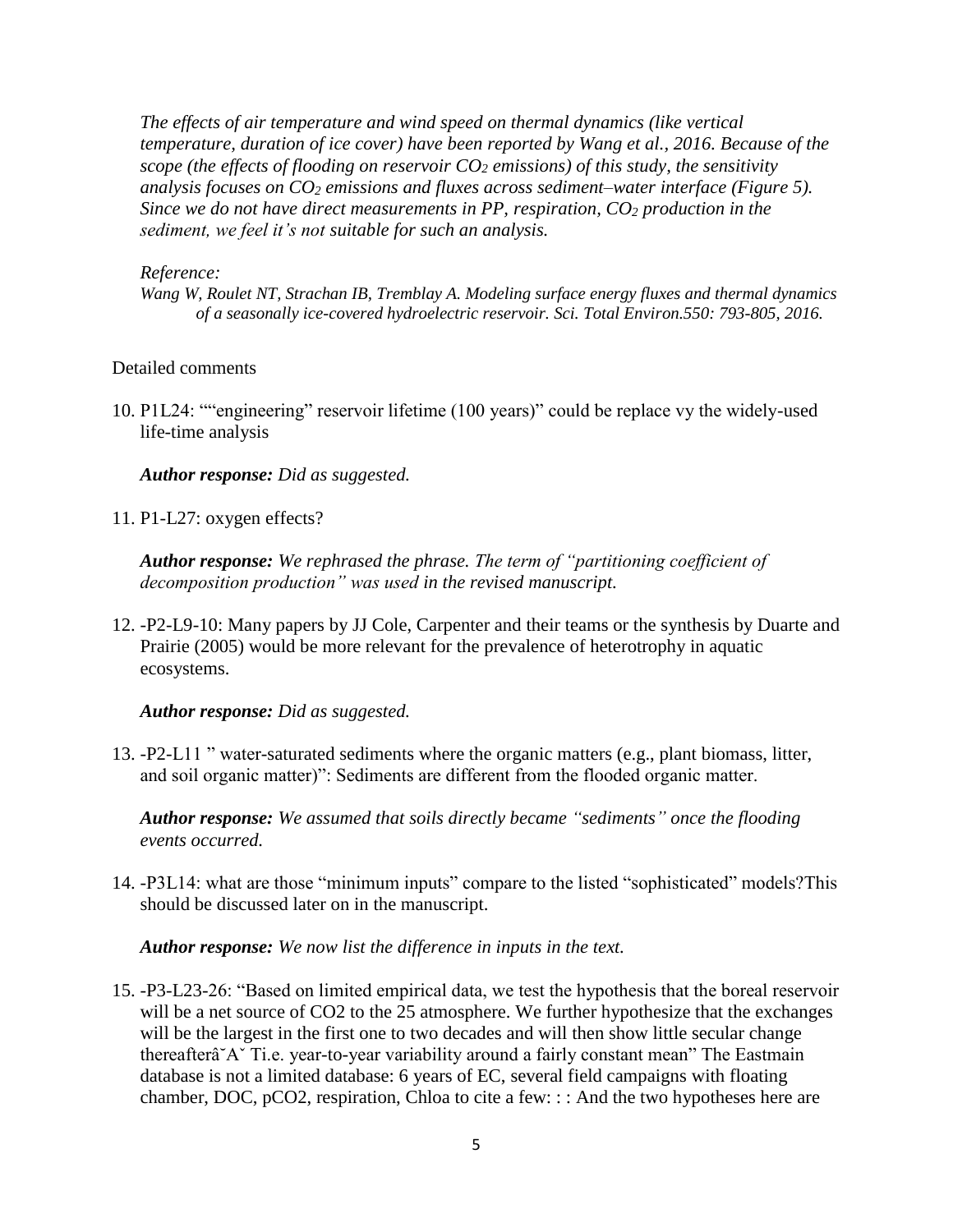*The effects of air temperature and wind speed on thermal dynamics (like vertical temperature, duration of ice cover) have been reported by Wang et al., 2016. Because of the scope (the effects of flooding on reservoir $CO_2$ emissions) of this study, the sensitivity analysis focuses on $CO_2$ emissions and fluxes across sediment–water interface (Figure 5). Since we do not have direct measurements in PP, respiration, $CO_2$ production in the sediment, we feel it's not suitable for such an analysis.*

*Reference:*

*Wang W, Roulet NT, Strachan IB, Tremblay A. Modeling surface energy fluxes and thermal dynamics of a seasonally ice-covered hydroelectric reservoir. Sci. Total Environ.550: 793-805, 2016.*

Detailed comments

10. P1L24: ""engineering" reservoir lifetime (100 years)" could be replace vy the widely-used life-time analysis

    ***Author response:*** *Did as suggested.*

11. P1-L27: oxygen effects?

    ***Author response:*** *We rephrased the phrase. The term of "partitioning coefficient of decomposition production" was used in the revised manuscript.*

12. -P2-L9-10: Many papers by JJ Cole, Carpenter and their teams or the synthesis by Duarte and Prairie (2005) would be more relevant for the prevalence of heterotrophy in aquatic ecosystems.

    ***Author response:*** *Did as suggested.*

13. -P2-L11 " water-saturated sediments where the organic matters (e.g., plant biomass, litter, and soil organic matter)": Sediments are different from the flooded organic matter.

    ***Author response:*** *We assumed that soils directly became "sediments" once the flooding events occurred.*

14. -P3L14: what are those "minimum inputs" compare to the listed "sophisticated" models?This should be discussed later on in the manuscript.

    ***Author response:*** *We now list the difference in inputs in the text.*

15. -P3-L23-26: "Based on limited empirical data, we test the hypothesis that the boreal reservoir will be a net source of CO2 to the 25 atmosphere. We further hypothesize that the exchanges will be the largest in the first one to two decades and will then show little secular change thereafterâ˘A˘ Ti.e. year-to-year variability around a fairly constant mean" The Eastmain database is not a limited database: 6 years of EC, several field campaigns with floating chamber, DOC, pCO2, respiration, Chloa to cite a few: : : And the two hypotheses here are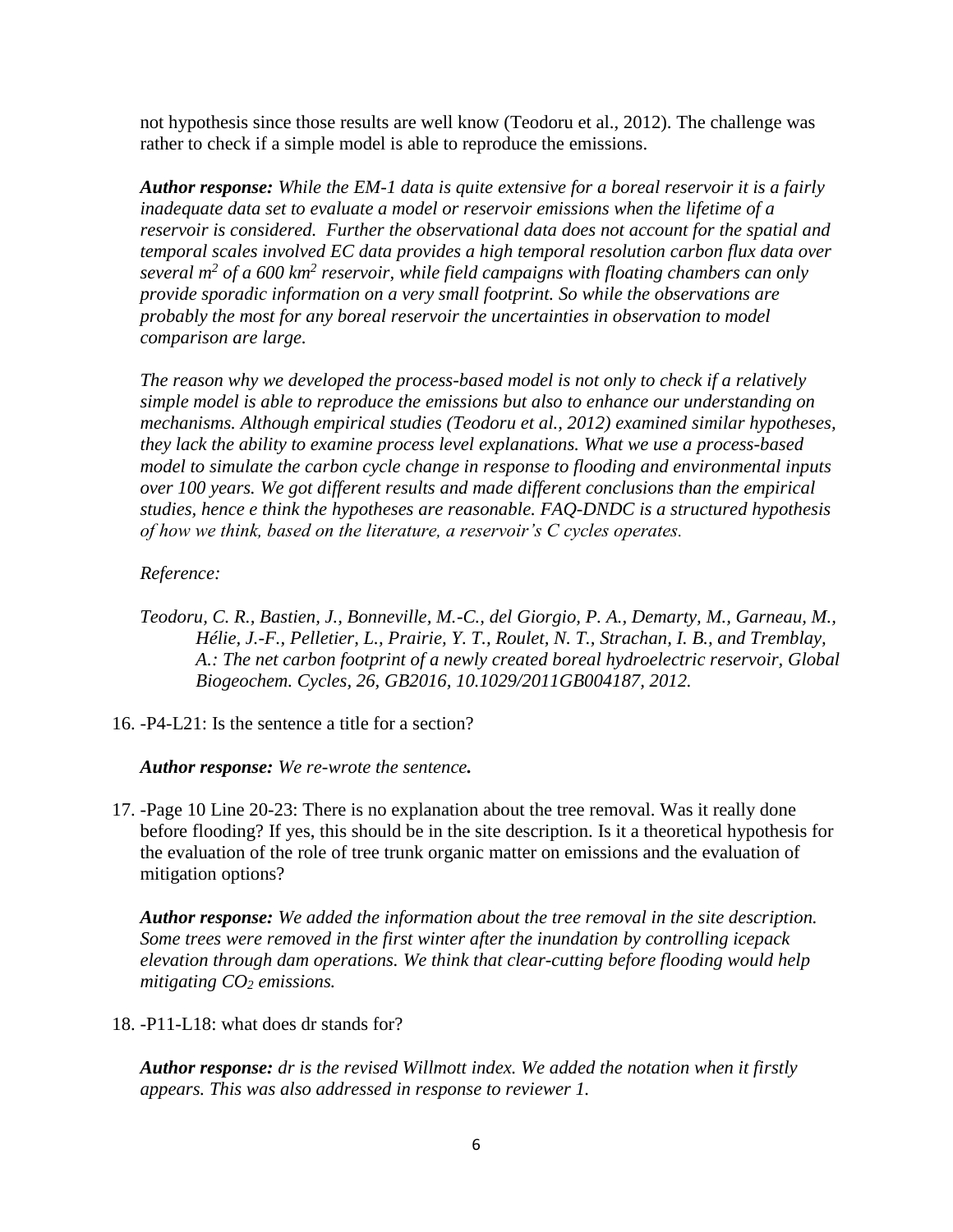not hypothesis since those results are well know (Teodoru et al., 2012). The challenge was rather to check if a simple model is able to reproduce the emissions.

***Author response:*** *While the EM-1 data is quite extensive for a boreal reservoir it is a fairly inadequate data set to evaluate a model or reservoir emissions when the lifetime of a reservoir is considered. Further the observational data does not account for the spatial and temporal scales involved EC data provides a high temporal resolution carbon flux data over several $m^2$ of a 600 $km^2$ reservoir, while field campaigns with floating chambers can only provide sporadic information on a very small footprint. So while the observations are probably the most for any boreal reservoir the uncertainties in observation to model comparison are large.*

*The reason why we developed the process-based model is not only to check if a relatively simple model is able to reproduce the emissions but also to enhance our understanding on mechanisms. Although empirical studies (Teodoru et al., 2012) examined similar hypotheses, they lack the ability to examine process level explanations. What we use a process-based model to simulate the carbon cycle change in response to flooding and environmental inputs over 100 years. We got different results and made different conclusions than the empirical studies, hence e think the hypotheses are reasonable. FAQ-DNDC is a structured hypothesis of how we think, based on the literature, a reservoir's C cycles operates.*

*Reference:*

*Teodoru, C. R., Bastien, J., Bonneville, M.-C., del Giorgio, P. A., Demarty, M., Garneau, M., Hélie, J.-F., Pelletier, L., Prairie, Y. T., Roulet, N. T., Strachan, I. B., and Tremblay, A.: The net carbon footprint of a newly created boreal hydroelectric reservoir, Global Biogeochem. Cycles, 26, GB2016, 10.1029/2011GB004187, 2012.*

16. -P4-L21: Is the sentence a title for a section?

    ***Author response:*** *We re-wrote the sentence.*

17. -Page 10 Line 20-23: There is no explanation about the tree removal. Was it really done before flooding? If yes, this should be in the site description. Is it a theoretical hypothesis for the evaluation of the role of tree trunk organic matter on emissions and the evaluation of mitigation options?

    ***Author response:*** *We added the information about the tree removal in the site description. Some trees were removed in the first winter after the inundation by controlling icepack elevation through dam operations. We think that clear-cutting before flooding would help mitigating $CO_2$ emissions.*

18. -P11-L18: what does dr stands for?

    ***Author response:*** *dr is the revised Willmott index. We added the notation when it firstly appears. This was also addressed in response to reviewer 1.*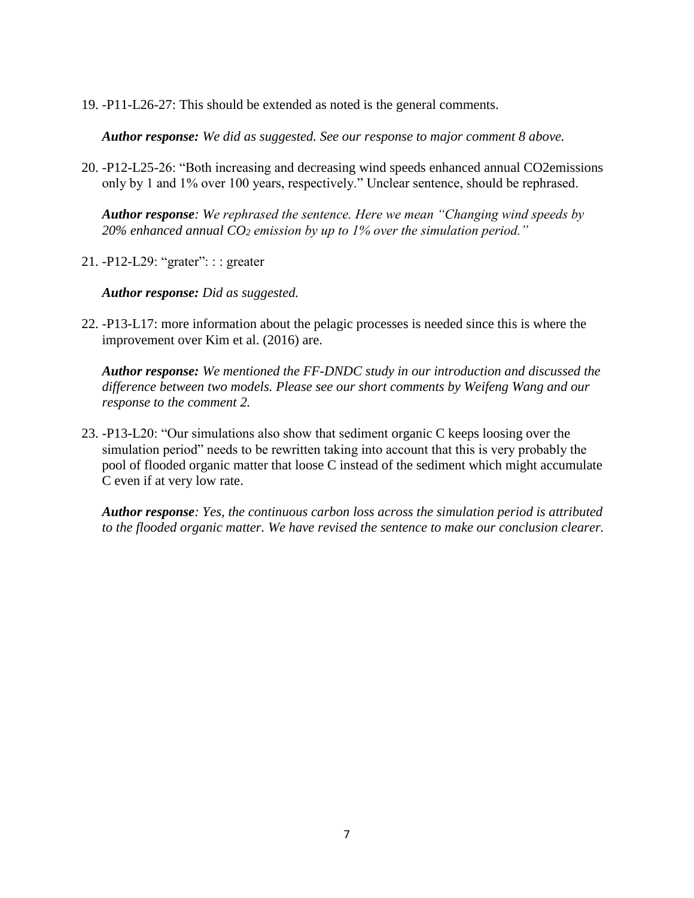19. -P11-L26-27: This should be extended as noted is the general comments.

    ***Author response:*** *We did as suggested. See our response to major comment 8 above.*

20. -P12-L25-26: "Both increasing and decreasing wind speeds enhanced annual CO2emissions only by 1 and 1% over 100 years, respectively." Unclear sentence, should be rephrased.

    ***Author response****: We rephrased the sentence. Here we mean "Changing wind speeds by 20% enhanced annual* $CO_2$ *emission by up to 1% over the simulation period."*

21. -P12-L29: "grater": : : greater

    ***Author response:*** *Did as suggested.*

22. -P13-L17: more information about the pelagic processes is needed since this is where the improvement over Kim et al. (2016) are.

    ***Author response:*** *We mentioned the FF-DNDC study in our introduction and discussed the difference between two models. Please see our short comments by Weifeng Wang and our response to the comment 2.*

23. -P13-L20: "Our simulations also show that sediment organic C keeps loosing over the simulation period" needs to be rewritten taking into account that this is very probably the pool of flooded organic matter that loose C instead of the sediment which might accumulate C even if at very low rate.

    ***Author response****: Yes, the continuous carbon loss across the simulation period is attributed to the flooded organic matter. We have revised the sentence to make our conclusion clearer.*